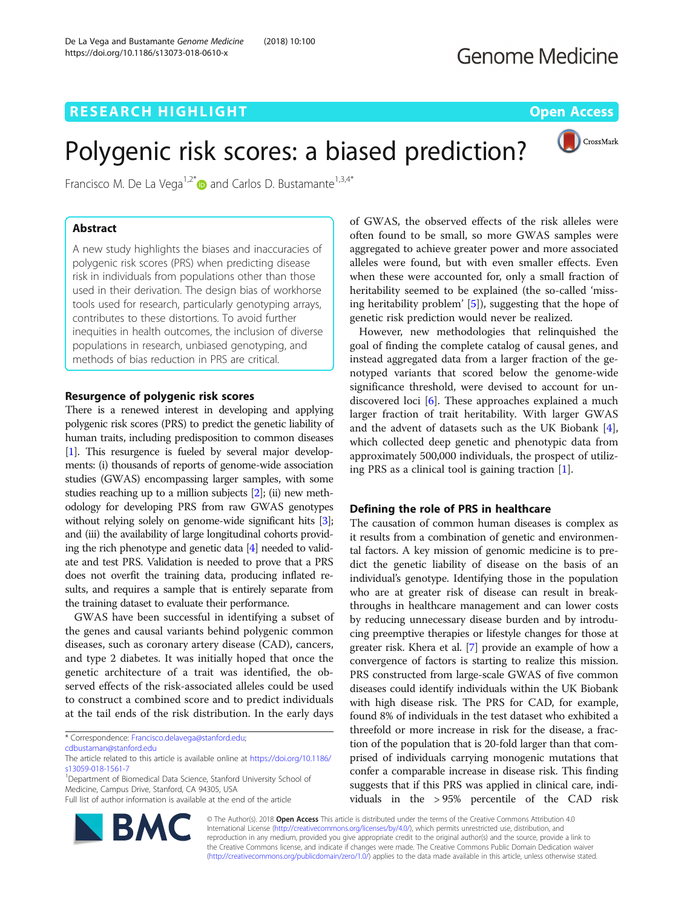RESEARCH HIGHLIGHT

Open Access

# Polygenic risk scores: a biased prediction?

Francisco M. De La Vega[1,2*] and Carlos D. Bustamante[1,3,4*]

## Abstract

A new study highlights the biases and inaccuracies of polygenic risk scores (PRS) when predicting disease risk in individuals from populations other than those used in their derivation. The design bias of workhorse tools used for research, particularly genotyping arrays, contributes to these distortions. To avoid further inequities in health outcomes, the inclusion of diverse populations in research, unbiased genotyping, and methods of bias reduction in PRS are critical.

## Resurgence of polygenic risk scores

There is a renewed interest in developing and applying polygenic risk scores (PRS) to predict the genetic liability of human traits, including predisposition to common diseases [1]. This resurgence is fueled by several major developments: (i) thousands of reports of genome-wide association studies (GWAS) encompassing larger samples, with some studies reaching up to a million subjects [2]; (ii) new methodology for developing PRS from raw GWAS genotypes without relying solely on genome-wide significant hits [3]; and (iii) the availability of large longitudinal cohorts providing the rich phenotype and genetic data [4] needed to validate and test PRS. Validation is needed to prove that a PRS does not overfit the training data, producing inflated results, and requires a sample that is entirely separate from the training dataset to evaluate their performance.

GWAS have been successful in identifying a subset of the genes and causal variants behind polygenic common diseases, such as coronary artery disease (CAD), cancers, and type 2 diabetes. It was initially hoped that once the genetic architecture of a trait was identified, the observed effects of the risk-associated alleles could be used to construct a combined score and to predict individuals at the tail ends of the risk distribution. In the early days of GWAS, the observed effects of the risk alleles were often found to be small, so more GWAS samples were aggregated to achieve greater power and more associated alleles were found, but with even smaller effects. Even when these were accounted for, only a small fraction of heritability seemed to be explained (the so-called 'missing heritability problem' [5]), suggesting that the hope of genetic risk prediction would never be realized.

However, new methodologies that relinquished the goal of finding the complete catalog of causal genes, and instead aggregated data from a larger fraction of the genotyped variants that scored below the genome-wide significance threshold, were devised to account for undiscovered loci [6]. These approaches explained a much larger fraction of trait heritability. With larger GWAS and the advent of datasets such as the UK Biobank [4], which collected deep genetic and phenotypic data from approximately 500,000 individuals, the prospect of utilizing PRS as a clinical tool is gaining traction [1].

## Defining the role of PRS in healthcare

The causation of common human diseases is complex as it results from a combination of genetic and environmental factors. A key mission of genomic medicine is to predict the genetic liability of disease on the basis of an individual's genotype. Identifying those in the population who are at greater risk of disease can result in breakthroughs in healthcare management and can lower costs by reducing unnecessary disease burden and by introducing preemptive therapies or lifestyle changes for those at greater risk. Khera et al. [7] provide an example of how a convergence of factors is starting to realize this mission. PRS constructed from large-scale GWAS of five common diseases could identify individuals within the UK Biobank with high disease risk. The PRS for CAD, for example, found 8% of individuals in the test dataset who exhibited a threefold or more increase in risk for the disease, a fraction of the population that is 20-fold larger than that comprised of individuals carrying monogenic mutations that confer a comparable increase in disease risk. This finding suggests that if this PRS was applied in clinical care, individuals in the > 95% percentile of the CAD risk

\* Correspondence: Francisco.delavega@stanford.edu; cdbustaman@stanford.edu

The article related to this article is available online at https://doi.org/10.1186/s13059-018-1561-7

[1]Department of Biomedical Data Science, Stanford University School of Medicine, Campus Drive, Stanford, CA 94305, USA

Full list of author information is available at the end of the article

© The Author(s). 2018 **Open Access** This article is distributed under the terms of the Creative Commons Attribution 4.0 International License (http://creativecommons.org/licenses/by/4.0/), which permits unrestricted use, distribution, and reproduction in any medium, provided you give appropriate credit to the original author(s) and the source, provide a link to the Creative Commons license, and indicate if changes were made. The Creative Commons Public Domain Dedication waiver (http://creativecommons.org/publicdomain/zero/1.0/) applies to the data made available in this article, unless otherwise stated.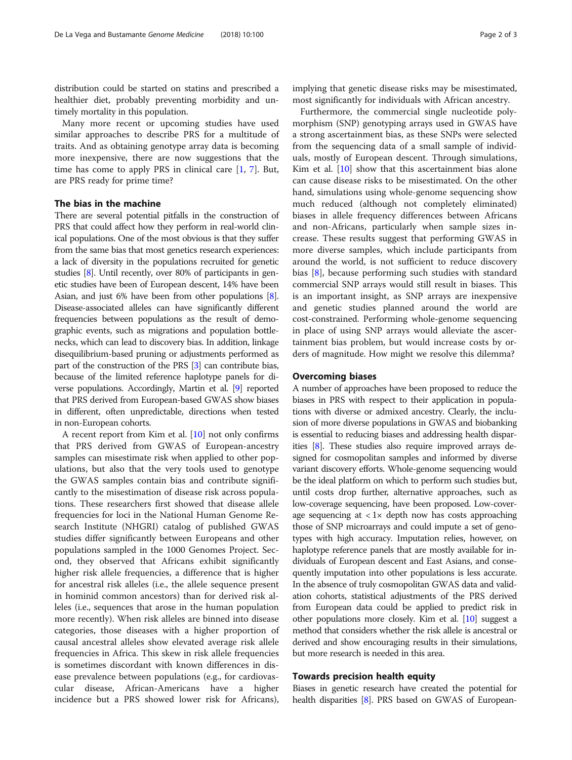distribution could be started on statins and prescribed a healthier diet, probably preventing morbidity and untimely mortality in this population.

Many more recent or upcoming studies have used similar approaches to describe PRS for a multitude of traits. And as obtaining genotype array data is becoming more inexpensive, there are now suggestions that the time has come to apply PRS in clinical care [1, 7]. But, are PRS ready for prime time?

## The bias in the machine

There are several potential pitfalls in the construction of PRS that could affect how they perform in real-world clinical populations. One of the most obvious is that they suffer from the same bias that most genetics research experiences: a lack of diversity in the populations recruited for genetic studies [8]. Until recently, over 80% of participants in genetic studies have been of European descent, 14% have been Asian, and just 6% have been from other populations [8]. Disease-associated alleles can have significantly different frequencies between populations as the result of demographic events, such as migrations and population bottlenecks, which can lead to discovery bias. In addition, linkage disequilibrium-based pruning or adjustments performed as part of the construction of the PRS [3] can contribute bias, because of the limited reference haplotype panels for diverse populations. Accordingly, Martin et al. [9] reported that PRS derived from European-based GWAS show biases in different, often unpredictable, directions when tested in non-European cohorts.

A recent report from Kim et al. [10] not only confirms that PRS derived from GWAS of European-ancestry samples can misestimate risk when applied to other populations, but also that the very tools used to genotype the GWAS samples contain bias and contribute significantly to the misestimation of disease risk across populations. These researchers first showed that disease allele frequencies for loci in the National Human Genome Research Institute (NHGRI) catalog of published GWAS studies differ significantly between Europeans and other populations sampled in the 1000 Genomes Project. Second, they observed that Africans exhibit significantly higher risk allele frequencies, a difference that is higher for ancestral risk alleles (i.e., the allele sequence present in hominid common ancestors) than for derived risk alleles (i.e., sequences that arose in the human population more recently). When risk alleles are binned into disease categories, those diseases with a higher proportion of causal ancestral alleles show elevated average risk allele frequencies in Africa. This skew in risk allele frequencies is sometimes discordant with known differences in disease prevalence between populations (e.g., for cardiovascular disease, African-Americans have a higher incidence but a PRS showed lower risk for Africans), implying that genetic disease risks may be misestimated, most significantly for individuals with African ancestry.

Furthermore, the commercial single nucleotide polymorphism (SNP) genotyping arrays used in GWAS have a strong ascertainment bias, as these SNPs were selected from the sequencing data of a small sample of individuals, mostly of European descent. Through simulations, Kim et al. [10] show that this ascertainment bias alone can cause disease risks to be misestimated. On the other hand, simulations using whole-genome sequencing show much reduced (although not completely eliminated) biases in allele frequency differences between Africans and non-Africans, particularly when sample sizes increase. These results suggest that performing GWAS in more diverse samples, which include participants from around the world, is not sufficient to reduce discovery bias [8], because performing such studies with standard commercial SNP arrays would still result in biases. This is an important insight, as SNP arrays are inexpensive and genetic studies planned around the world are cost-constrained. Performing whole-genome sequencing in place of using SNP arrays would alleviate the ascertainment bias problem, but would increase costs by orders of magnitude. How might we resolve this dilemma?

## Overcoming biases

A number of approaches have been proposed to reduce the biases in PRS with respect to their application in populations with diverse or admixed ancestry. Clearly, the inclusion of more diverse populations in GWAS and biobanking is essential to reducing biases and addressing health disparities [8]. These studies also require improved arrays designed for cosmopolitan samples and informed by diverse variant discovery efforts. Whole-genome sequencing would be the ideal platform on which to perform such studies but, until costs drop further, alternative approaches, such as low-coverage sequencing, have been proposed. Low-coverage sequencing at $< 1\times$ depth now has costs approaching those of SNP microarrays and could impute a set of genotypes with high accuracy. Imputation relies, however, on haplotype reference panels that are mostly available for individuals of European descent and East Asians, and consequently imputation into other populations is less accurate. In the absence of truly cosmopolitan GWAS data and validation cohorts, statistical adjustments of the PRS derived from European data could be applied to predict risk in other populations more closely. Kim et al. [10] suggest a method that considers whether the risk allele is ancestral or derived and show encouraging results in their simulations, but more research is needed in this area.

## Towards precision health equity

Biases in genetic research have created the potential for health disparities [8]. PRS based on GWAS of European-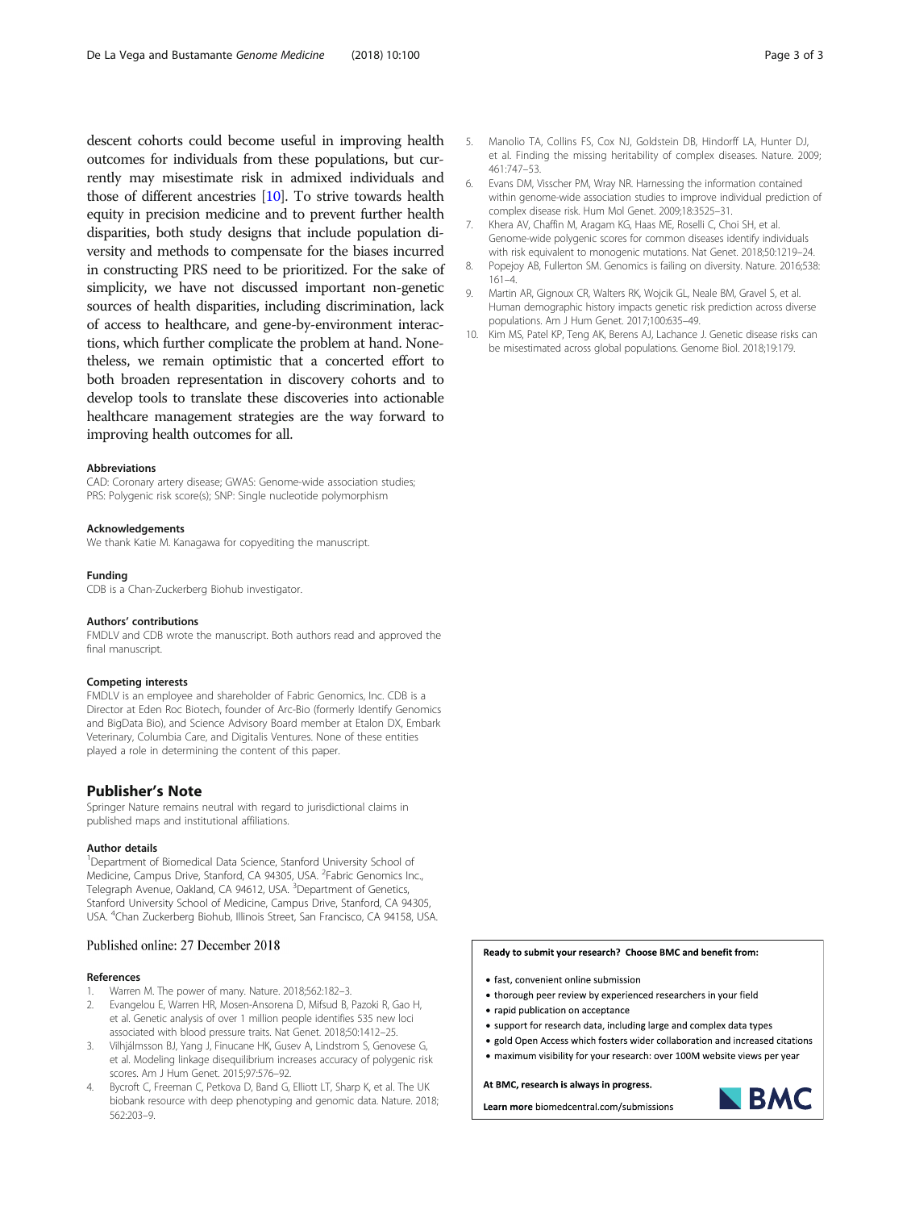descent cohorts could become useful in improving health outcomes for individuals from these populations, but currently may misestimate risk in admixed individuals and those of different ancestries [10]. To strive towards health equity in precision medicine and to prevent further health disparities, both study designs that include population diversity and methods to compensate for the biases incurred in constructing PRS need to be prioritized. For the sake of simplicity, we have not discussed important non-genetic sources of health disparities, including discrimination, lack of access to healthcare, and gene-by-environment interactions, which further complicate the problem at hand. Nonetheless, we remain optimistic that a concerted effort to both broaden representation in discovery cohorts and to develop tools to translate these discoveries into actionable healthcare management strategies are the way forward to improving health outcomes for all.

#### Abbreviations

CAD: Coronary artery disease; GWAS: Genome-wide association studies; PRS: Polygenic risk score(s); SNP: Single nucleotide polymorphism

#### Acknowledgements

We thank Katie M. Kanagawa for copyediting the manuscript.

#### Funding

CDB is a Chan-Zuckerberg Biohub investigator.

#### Authors' contributions

FMDLV and CDB wrote the manuscript. Both authors read and approved the final manuscript.

#### Competing interests

FMDLV is an employee and shareholder of Fabric Genomics, Inc. CDB is a Director at Eden Roc Biotech, founder of Arc-Bio (formerly Identify Genomics and BigData Bio), and Science Advisory Board member at Etalon DX, Embark Veterinary, Columbia Care, and Digitalis Ventures. None of these entities played a role in determining the content of this paper.

## Publisher's Note

Springer Nature remains neutral with regard to jurisdictional claims in published maps and institutional affiliations.

#### Author details

[1]Department of Biomedical Data Science, Stanford University School of Medicine, Campus Drive, Stanford, CA 94305, USA. [2]Fabric Genomics Inc., Telegraph Avenue, Oakland, CA 94612, USA. [3]Department of Genetics, Stanford University School of Medicine, Campus Drive, Stanford, CA 94305, USA. [4]Chan Zuckerberg Biohub, Illinois Street, San Francisco, CA 94158, USA.

Published online: 27 December 2018

#### References

1. Warren M. The power of many. Nature. 2018;562:182–3.
2. Evangelou E, Warren HR, Mosen-Ansorena D, Mifsud B, Pazoki R, Gao H, et al. Genetic analysis of over 1 million people identifies 535 new loci associated with blood pressure traits. Nat Genet. 2018;50:1412–25.
3. Vilhjálmsson BJ, Yang J, Finucane HK, Gusev A, Lindstrom S, Genovese G, et al. Modeling linkage disequilibrium increases accuracy of polygenic risk scores. Am J Hum Genet. 2015;97:576–92.
4. Bycroft C, Freeman C, Petkova D, Band G, Elliott LT, Sharp K, et al. The UK biobank resource with deep phenotyping and genomic data. Nature. 2018;562:203–9.
5. Manolio TA, Collins FS, Cox NJ, Goldstein DB, Hindorff LA, Hunter DJ, et al. Finding the missing heritability of complex diseases. Nature. 2009;461:747–53.
6. Evans DM, Visscher PM, Wray NR. Harnessing the information contained within genome-wide association studies to improve individual prediction of complex disease risk. Hum Mol Genet. 2009;18:3525–31.
7. Khera AV, Chaffin M, Aragam KG, Haas ME, Roselli C, Choi SH, et al. Genome-wide polygenic scores for common diseases identify individuals with risk equivalent to monogenic mutations. Nat Genet. 2018;50:1219–24.
8. Popejoy AB, Fullerton SM. Genomics is failing on diversity. Nature. 2016;538:161–4.
9. Martin AR, Gignoux CR, Walters RK, Wojcik GL, Neale BM, Gravel S, et al. Human demographic history impacts genetic risk prediction across diverse populations. Am J Hum Genet. 2017;100:635–49.
10. Kim MS, Patel KP, Teng AK, Berens AJ, Lachance J. Genetic disease risks can be misestimated across global populations. Genome Biol. 2018;19:179.

**Ready to submit your research? Choose BMC and benefit from:**

- fast, convenient online submission
- thorough peer review by experienced researchers in your field
- rapid publication on acceptance
- support for research data, including large and complex data types
- gold Open Access which fosters wider collaboration and increased citations
- maximum visibility for your research: over 100M website views per year

**At BMC, research is always in progress.**

**Learn more** biomedcentral.com/submissions

BMC